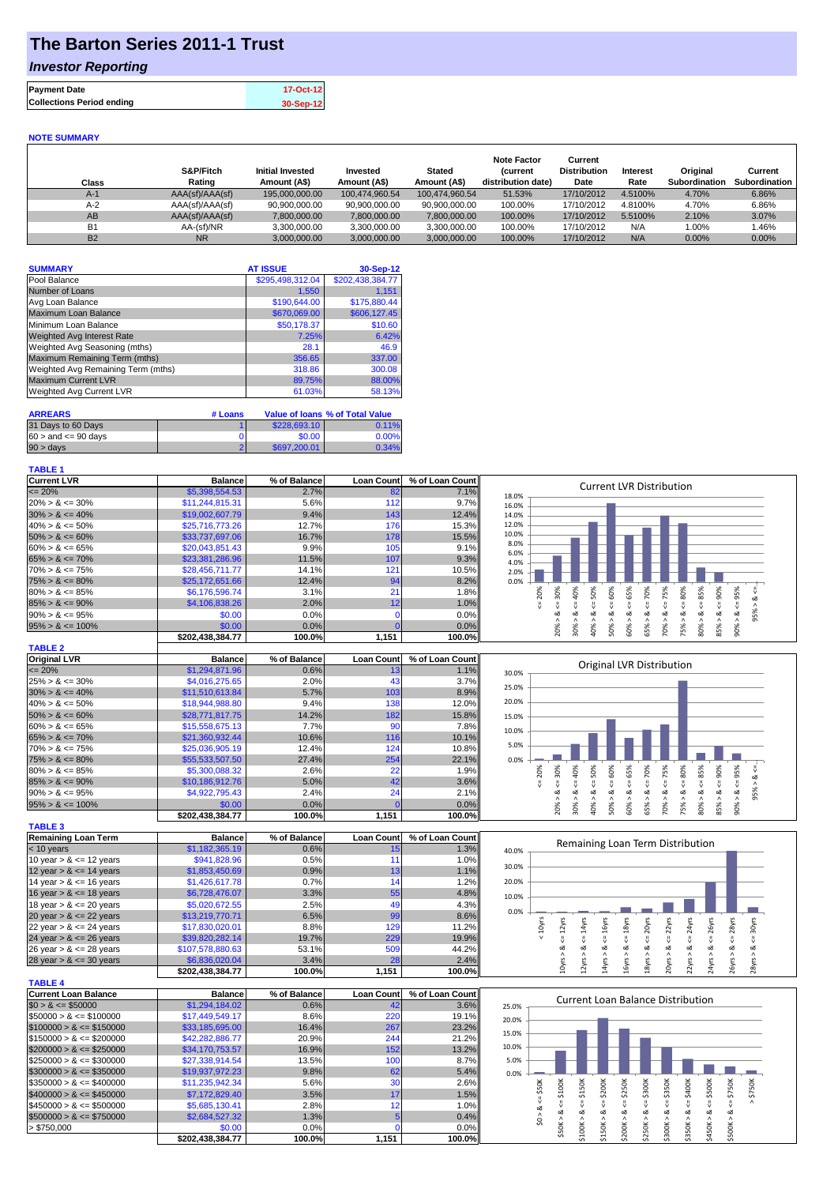# The Barton Series 2011-1 Trust

## *Investor Reporting*

| Payment Date | 17-Oct-12 |
|---|---|
| Collections Period ending | 30-Sep-12 |

**NOTE SUMMARY**

| Class | S&P/Fitch Rating | Initial Invested Amount (A$) | Invested Amount (A$) | Stated Amount (A$) | Note Factor (current distribution date) | Current Distribution Date | Interest Rate | Original Subordination | Current Subordination |
|---|---|---|---|---|---|---|---|---|---|
| A-1 | AAA(sf)/AAA(sf) | 195,000,000.00 | 100,474,960.54 | 100,474,960.54 | 51.53% | 17/10/2012 | 4.5100% | 4.70% | 6.86% |
| A-2 | AAA(sf)/AAA(sf) | 90,900,000.00 | 90,900,000.00 | 90,900,000.00 | 100.00% | 17/10/2012 | 4.8100% | 4.70% | 6.86% |
| AB | AAA(sf)/AAA(sf) | 7,800,000.00 | 7,800,000.00 | 7,800,000.00 | 100.00% | 17/10/2012 | 5.5100% | 2.10% | 3.07% |
| B1 | AA-(sf)/NR | 3,300,000.00 | 3,300,000.00 | 3,300,000.00 | 100.00% | 17/10/2012 | N/A | 1.00% | 1.46% |
| B2 | NR | 3,000,000.00 | 3,000,000.00 | 3,000,000.00 | 100.00% | 17/10/2012 | N/A | 0.00% | 0.00% |

| SUMMARY | AT ISSUE | 30-Sep-12 |
|---|---|---|
| Pool Balance | $295,498,312.04 | $202,438,384.77 |
| Number of Loans | 1,550 | 1,151 |
| Avg Loan Balance | $190,644.00 | $175,880.44 |
| Maximum Loan Balance | $670,069.00 | $606,127.45 |
| Minimum Loan Balance | $50,178.37 | $10.60 |
| Weighted Avg Interest Rate | 7.25% | 6.42% |
| Weighted Avg Seasoning (mths) | 28.1 | 46.9 |
| Maximum Remaining Term (mths) | 356.65 | 337.00 |
| Weighted Avg Remaining Term (mths) | 318.86 | 300.08 |
| Maximum Current LVR | 89.75% | 88.00% |
| Weighted Avg Current LVR | 61.03% | 58.13% |

| ARREARS | # Loans | Value of loans | % of Total Value |
|---|---|---|---|
| 31 Days to 60 Days | 1 | $228,693.10 | 0.11% |
| $60 >$ and $<= 90$ days | 0 | $0.00 | 0.00% |
| $90 >$ days | 2 | $697,200.01 | 0.34% |

**TABLE 1**

| Current LVR | Balance | % of Balance | Loan Count | % of Loan Count |
|---|---|---|---|---|
| <= 20% | $5,398,554.53 | 2.7% | 82 | 7.1% |
| 20% > & <= 30% | $11,244,815.31 | 5.6% | 112 | 9.7% |
| 30% > & <= 40% | $19,002,607.79 | 9.4% | 143 | 12.4% |
| 40% > & <= 50% | $25,716,773.26 | 12.7% | 176 | 15.3% |
| 50% > & <= 60% | $33,737,697.06 | 16.7% | 178 | 15.5% |
| 60% > & <= 65% | $20,043,851.43 | 9.9% | 105 | 9.1% |
| 65% > & <= 70% | $23,381,286.96 | 11.5% | 107 | 9.3% |
| 70% > & <= 75% | $28,456,711.77 | 14.1% | 121 | 10.5% |
| 75% > & <= 80% | $25,172,651.66 | 12.4% | 94 | 8.2% |
| 80% > & <= 85% | $6,176,596.74 | 3.1% | 21 | 1.8% |
| 85% > & <= 90% | $4,106,838.26 | 2.0% | 12 | 1.0% |
| 90% > & <= 95% | $0.00 | 0.0% | 0 | 0.0% |
| 95% > & <= 100% | $0.00 | 0.0% | 0 | 0.0% |
| | $202,438,384.77 | 100.0% | 1,151 | 100.0% |

**TABLE 2**

| Original LVR | Balance | % of Balance | Loan Count | % of Loan Count |
|---|---|---|---|---|
| <= 20% | $1,294,871.96 | 0.6% | 13 | 1.1% |
| 25% > & <= 30% | $4,016,275.65 | 2.0% | 43 | 3.7% |
| 30% > & <= 40% | $11,510,613.84 | 5.7% | 103 | 8.9% |
| 40% > & <= 50% | $18,944,988.80 | 9.4% | 138 | 12.0% |
| 50% > & <= 60% | $28,771,817.75 | 14.2% | 182 | 15.8% |
| 60% > & <= 65% | $15,558,675.13 | 7.7% | 90 | 7.8% |
| 65% > & <= 70% | $21,360,932.44 | 10.6% | 116 | 10.1% |
| 70% > & <= 75% | $25,036,905.19 | 12.4% | 124 | 10.8% |
| 75% > & <= 80% | $55,533,507.50 | 27.4% | 254 | 22.1% |
| 80% > & <= 85% | $5,300,088.32 | 2.6% | 22 | 1.9% |
| 85% > & <= 90% | $10,186,912.76 | 5.0% | 42 | 3.6% |
| 90% > & <= 95% | $4,922,795.43 | 2.4% | 24 | 2.1% |
| 95% > & <= 100% | $0.00 | 0.0% | 0 | 0.0% |
| | $202,438,384.77 | 100.0% | 1,151 | 100.0% |

**TABLE 3**

| Remaining Loan Term | Balance | % of Balance | Loan Count | % of Loan Count |
|---|---|---|---|---|
| < 10 years | $1,182,365.19 | 0.6% | 15 | 1.3% |
| 10 year > & <= 12 years | $941,828.96 | 0.5% | 11 | 1.0% |
| 12 year > & <= 14 years | $1,853,450.69 | 0.9% | 13 | 1.1% |
| 14 year > & <= 16 years | $1,426,617.78 | 0.7% | 14 | 1.2% |
| 16 year > & <= 18 years | $6,728,476.07 | 3.3% | 55 | 4.8% |
| 18 year > & <= 20 years | $5,020,672.55 | 2.5% | 49 | 4.3% |
| 20 year > & <= 22 years | $13,219,770.71 | 6.5% | 99 | 8.6% |
| 22 year > & <= 24 years | $17,830,020.01 | 8.8% | 129 | 11.2% |
| 24 year > & <= 26 years | $39,820,282.14 | 19.7% | 229 | 19.9% |
| 26 year > & <= 28 years | $107,578,880.63 | 53.1% | 509 | 44.2% |
| 28 year > & <= 30 years | $6,836,020.04 | 3.4% | 28 | 2.4% |
| | $202,438,384.77 | 100.0% | 1,151 | 100.0% |

**TABLE 4**

| Current Loan Balance | Balance | % of Balance | Loan Count | % of Loan Count |
|---|---|---|---|---|
| $0 > & <= $50000 | $1,294,184.02 | 0.6% | 42 | 3.6% |
| $50000 > & <= $100000 | $17,449,549.17 | 8.6% | 220 | 19.1% |
| $100000 > & <= $150000 | $33,185,695.00 | 16.4% | 267 | 23.2% |
| $150000 > & <= $200000 | $42,282,886.77 | 20.9% | 244 | 21.2% |
| $200000 > & <= $250000 | $34,170,753.57 | 16.9% | 152 | 13.2% |
| $250000 > & <= $300000 | $27,338,914.54 | 13.5% | 100 | 8.7% |
| $300000 > & <= $350000 | $19,937,972.23 | 9.8% | 62 | 5.4% |
| $350000 > & <= $400000 | $11,235,942.34 | 5.6% | 30 | 2.6% |
| $400000 > & <= $450000 | $7,172,829.40 | 3.5% | 17 | 1.5% |
| $450000 > & <= $500000 | $5,685,130.41 | 2.8% | 12 | 1.0% |
| $500000 > & <= $750000 | $2,684,527.32 | 1.3% | 5 | 0.4% |
| > $750,000 | $0.00 | 0.0% | 0 | 0.0% |
| | $202,438,384.77 | 100.0% | 1,151 | 100.0% |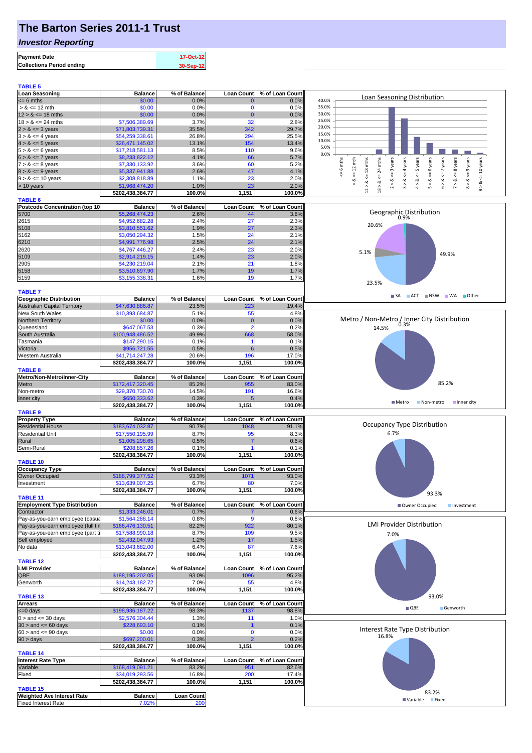# The Barton Series 2011-1 Trust

## *Investor Reporting*

| | |
|---|---|
| **Payment Date** | 17-Oct-12 |
| **Collections Period ending** | 30-Sep-12 |

**TABLE 5**

| Loan Seasoning | Balance | % of Balance | Loan Count | % of Loan Count |
|---|---|---|---|---|
| <= 6 mths | $0.00 | 0.0% | 0 | 0.0% |
| > & <= 12 mth | $0.00 | 0.0% | 0 | 0.0% |
| 12 > & <= 18 mths | $0.00 | 0.0% | 0 | 0.0% |
| 18 > & <= 24 mths | $7,506,389.69 | 3.7% | 32 | 2.8% |
| 2 > & <= 3 years | $71,803,739.31 | 35.5% | 342 | 29.7% |
| 3 > & <= 4 years | $54,259,338.61 | 26.8% | 294 | 25.5% |
| 4 > & <= 5 years | $26,471,145.02 | 13.1% | 154 | 13.4% |
| 5 > & <= 6 years | $17,218,581.13 | 8.5% | 110 | 9.6% |
| 6 > & <= 7 years | $8,233,822.12 | 4.1% | 66 | 5.7% |
| 7 > & <= 8 years | $7,330,133.92 | 3.6% | 60 | 5.2% |
| 8 > & <= 9 years | $5,337,941.88 | 2.6% | 47 | 4.1% |
| 9 > & <= 10 years | $2,308,818.89 | 1.1% | 23 | 2.0% |
| > 10 years | $1,968,474.20 | 1.0% | 23 | 2.0% |
| | $202,438,384.77 | 100.0% | 1,151 | 100.0% |

Loan Seasoning Distribution

40.0%
35.0%
30.0%
25.0%
20.0%
15.0%
10.0%
5.0%
0.0%

<= 6 mths
> & <= 12 mth
12 > & <= 18 mths
18 > & <= 24 mths
2 > & <= 3 years
3 > & <= 4 years
4 > & <= 5 years
5 > & <= 6 years
6 > & <= 7 years
7 > & <= 8 years
8 > & <= 9 years
9 > & <= 10 years

**TABLE 6**

| Postcode Concentration (top 10) | Balance | % of Balance | Loan Count | % of Loan Count |
|---|---|---|---|---|
| 5700 | $5,268,474.23 | 2.6% | 44 | 3.8% |
| 2615 | $4,952,682.28 | 2.4% | 27 | 2.3% |
| 5108 | $3,810,551.62 | 1.9% | 27 | 2.3% |
| 5162 | $3,050,294.32 | 1.5% | 24 | 2.1% |
| 6210 | $4,991,776.98 | 2.5% | 24 | 2.1% |
| 2620 | $4,767,446.27 | 2.4% | 23 | 2.0% |
| 5109 | $2,914,219.15 | 1.4% | 23 | 2.0% |
| 2905 | $4,230,219.04 | 2.1% | 21 | 1.8% |
| 5158 | $3,510,697.90 | 1.7% | 19 | 1.7% |
| 5159 | $3,155,338.31 | 1.6% | 19 | 1.7% |

Geographic Distribution

0.9%
20.6%
5.1%
49.9%
23.5%

SA ACT NSW WA Other

**TABLE 7**

| Geographic Distribution | Balance | % of Balance | Loan Count | % of Loan Count |
|---|---|---|---|---|
| Australian Capital Territory | $47,630,886.87 | 23.5% | 223 | 19.4% |
| New South Wales | $10,393,684.87 | 5.1% | 55 | 4.8% |
| Northern Territory | $0.00 | 0.0% | 0 | 0.0% |
| Queensland | $647,067.53 | 0.3% | 2 | 0.2% |
| South Australia | $100,948,486.52 | 49.9% | 668 | 58.0% |
| Tasmania | $147,290.15 | 0.1% | 1 | 0.1% |
| Victoria | $956,721.55 | 0.5% | 6 | 0.5% |
| Western Australia | $41,714,247.28 | 20.6% | 196 | 17.0% |
| | $202,438,384.77 | 100.0% | 1,151 | 100.0% |

Metro / Non-Metro / Inner City Distribution

0.3%
14.5%
85.2%

Metro Non-metro Inner city

**TABLE 8**

| Metro/Non-Metro/Inner-City | Balance | % of Balance | Loan Count | % of Loan Count |
|---|---|---|---|---|
| Metro | $172,417,320.45 | 85.2% | 955 | 83.0% |
| Non-metro | $29,370,730.70 | 14.5% | 191 | 16.6% |
| Inner city | $650,333.62 | 0.3% | 5 | 0.4% |
| | $202,438,384.77 | 100.0% | 1,151 | 100.0% |

**TABLE 9**

| Property Type | Balance | % of Balance | Loan Count | % of Loan Count |
|---|---|---|---|---|
| Residential House | $183,674,032.87 | 90.7% | 1048 | 91.1% |
| Residential Unit | $17,550,195.99 | 8.7% | 95 | 8.3% |
| Rural | $1,005,298.65 | 0.5% | 7 | 0.6% |
| Semi-Rural | $208,857.26 | 0.1% | 1 | 0.1% |
| | $202,438,384.77 | 100.0% | 1,151 | 100.0% |

Occupancy Type Distribution

6.7%
93.3%

Owner Occupied Investment

**TABLE 10**

| Occupancy Type | Balance | % of Balance | Loan Count | % of Loan Count |
|---|---|---|---|---|
| Owner Occupied | $188,799,377.52 | 93.3% | 1071 | 93.0% |
| Investment | $13,639,007.25 | 6.7% | 80 | 7.0% |
| | $202,438,384.77 | 100.0% | 1,151 | 100.0% |

**TABLE 11**

| Employment Type Distribution | Balance | % of Balance | Loan Count | % of Loan Count |
|---|---|---|---|---|
| Contractor | $1,333,246.01 | 0.7% | 7 | 0.6% |
| Pay-as-you-earn employee (casual) | $1,564,288.14 | 0.8% | 9 | 0.8% |
| Pay-as-you-earn employee (full time) | $166,476,130.51 | 82.2% | 922 | 80.1% |
| Pay-as-you-earn employee (part time) | $17,588,990.18 | 8.7% | 109 | 9.5% |
| Self employed | $2,432,047.93 | 1.2% | 17 | 1.5% |
| No data | $13,043,682.00 | 6.4% | 87 | 7.6% |
| | $202,438,384.77 | 100.0% | 1,151 | 100.0% |

LMI Provider Distribution

7.0%
93.0%

QBE Genworth

**TABLE 12**

| LMI Provider | Balance | % of Balance | Loan Count | % of Loan Count |
|---|---|---|---|---|
| QBE | $188,195,202.05 | 93.0% | 1096 | 95.2% |
| Genworth | $14,243,182.72 | 7.0% | 55 | 4.8% |
| | $202,438,384.77 | 100.0% | 1,151 | 100.0% |

**TABLE 13**

| Arrears | Balance | % of Balance | Loan Count | % of Loan Count |
|---|---|---|---|---|
| <=0 days | $198,936,187.22 | 98.3% | 1137 | 98.8% |
| 0 > and <= 30 days | $2,576,304.44 | 1.3% | 11 | 1.0% |
| 30 > and <= 60 days | $228,693.10 | 0.1% | 1 | 0.1% |
| 60 > and <= 90 days | $0.00 | 0.0% | 0 | 0.0% |
| 90 > days | $697,200.01 | 0.3% | 2 | 0.2% |
| | $202,438,384.77 | 100.0% | 1,151 | 100.0% |

Interest Rate Type Distribution

16.8%
83.2%

Variable Fixed

**TABLE 14**

| Interest Rate Type | Balance | % of Balance | Loan Count | % of Loan Count |
|---|---|---|---|---|
| Variable | $168,419,091.21 | 83.2% | 951 | 82.6% |
| Fixed | $34,019,293.56 | 16.8% | 200 | 17.4% |
| | $202,438,384.77 | 100.0% | 1,151 | 100.0% |

**TABLE 15**

| Weighted Ave Interest Rate | Balance | Loan Count |
|---|---|---|
| Fixed Interest Rate | 7.02% | 200 |